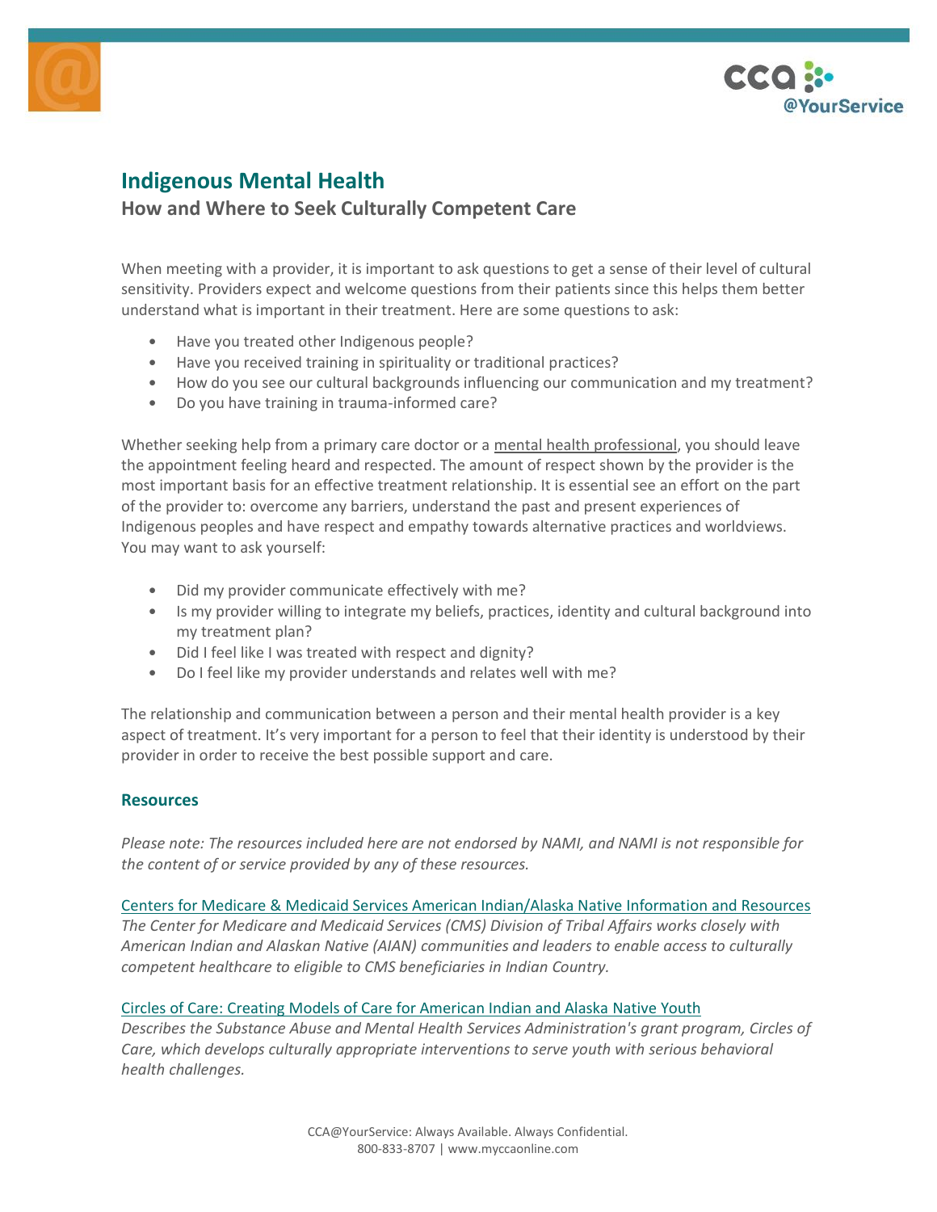# Indigenous Mental Health

## How and Where to Seek Culturally Competent Care

When meeting with a provider, it is important to ask questions to get a sense of their level of cultural sensitivity. Providers expect and welcome questions from their patients since this helps them better understand what is important in their treatment. Here are some questions to ask:

- Have you treated other Indigenous people?
- Have you received training in spirituality or traditional practices?
- How do you see our cultural backgrounds influencing our communication and my treatment?
- Do you have training in trauma-informed care?

Whether seeking help from a primary care doctor or a mental health professional, you should leave the appointment feeling heard and respected. The amount of respect shown by the provider is the most important basis for an effective treatment relationship. It is essential see an effort on the part of the provider to: overcome any barriers, understand the past and present experiences of Indigenous peoples and have respect and empathy towards alternative practices and worldviews. You may want to ask yourself:

- Did my provider communicate effectively with me?
- Is my provider willing to integrate my beliefs, practices, identity and cultural background into my treatment plan?
- Did I feel like I was treated with respect and dignity?
- Do I feel like my provider understands and relates well with me?

The relationship and communication between a person and their mental health provider is a key aspect of treatment. It's very important for a person to feel that their identity is understood by their provider in order to receive the best possible support and care.

### Resources

*Please note: The resources included here are not endorsed by NAMI, and NAMI is not responsible for the content of or service provided by any of these resources.*

Centers for Medicare & Medicaid Services American Indian/Alaska Native Information and Resources
*The Center for Medicare and Medicaid Services (CMS) Division of Tribal Affairs works closely with American Indian and Alaskan Native (AIAN) communities and leaders to enable access to culturally competent healthcare to eligible to CMS beneficiaries in Indian Country.*

Circles of Care: Creating Models of Care for American Indian and Alaska Native Youth
*Describes the Substance Abuse and Mental Health Services Administration's grant program, Circles of Care, which develops culturally appropriate interventions to serve youth with serious behavioral health challenges.*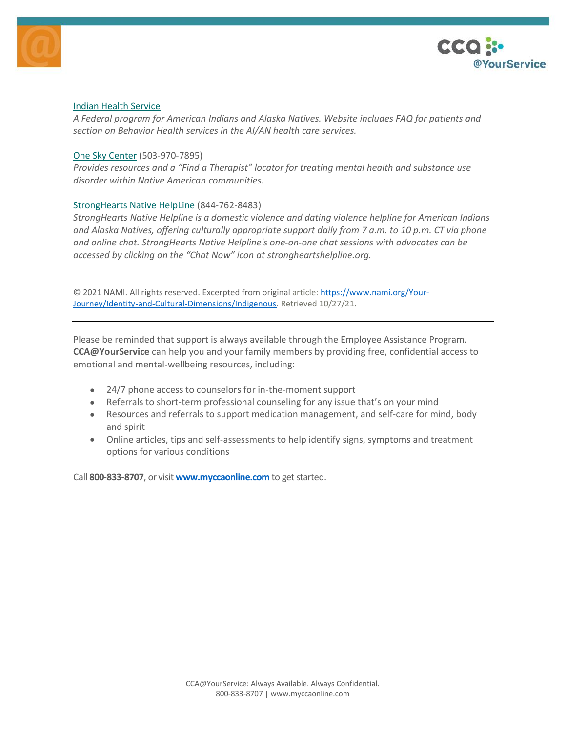Indian Health Service

*A Federal program for American Indians and Alaska Natives. Website includes FAQ for patients and section on Behavior Health services in the AI/AN health care services.*

One Sky Center (503-970-7895)

*Provides resources and a "Find a Therapist" locator for treating mental health and substance use disorder within Native American communities.*

StrongHearts Native HelpLine (844-762-8483)

*StrongHearts Native Helpline is a domestic violence and dating violence helpline for American Indians and Alaska Natives, offering culturally appropriate support daily from 7 a.m. to 10 p.m. CT via phone and online chat. StrongHearts Native Helpline's one-on-one chat sessions with advocates can be accessed by clicking on the "Chat Now" icon at strongheartshelpline.org.*

---

© 2021 NAMI. All rights reserved. Excerpted from original article: https://www.nami.org/Your-Journey/Identity-and-Cultural-Dimensions/Indigenous. Retrieved 10/27/21.

---

Please be reminded that support is always available through the Employee Assistance Program. **CCA@YourService** can help you and your family members by providing free, confidential access to emotional and mental-wellbeing resources, including:

- 24/7 phone access to counselors for in-the-moment support
- Referrals to short-term professional counseling for any issue that's on your mind
- Resources and referrals to support medication management, and self-care for mind, body and spirit
- Online articles, tips and self-assessments to help identify signs, symptoms and treatment options for various conditions

Call **800-833-8707**, or visit **www.myccaonline.com** to get started.